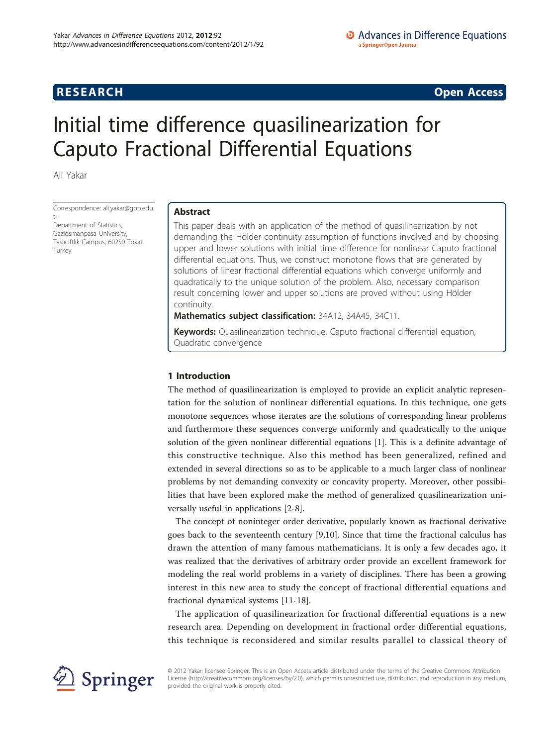**RESEARCH** **Open Access**

# Initial time difference quasilinearization for Caputo Fractional Differential Equations

Ali Yakar

Correspondence: ali.yakar@gop.edu.tr
Department of Statistics, Gaziosmanpasa University, Tasliciftlik Campus, 60250 Tokat, Turkey

## Abstract

This paper deals with an application of the method of quasilinearization by not demanding the Hölder continuity assumption of functions involved and by choosing upper and lower solutions with initial time difference for nonlinear Caputo fractional differential equations. Thus, we construct monotone flows that are generated by solutions of linear fractional differential equations which converge uniformly and quadratically to the unique solution of the problem. Also, necessary comparison result concerning lower and upper solutions are proved without using Hölder continuity.

**Mathematics subject classification:** 34A12, 34A45, 34C11.

**Keywords:** Quasilinearization technique, Caputo fractional differential equation, Quadratic convergence

## 1 Introduction

The method of quasilinearization is employed to provide an explicit analytic representation for the solution of nonlinear differential equations. In this technique, one gets monotone sequences whose iterates are the solutions of corresponding linear problems and furthermore these sequences converge uniformly and quadratically to the unique solution of the given nonlinear differential equations [1]. This is a definite advantage of this constructive technique. Also this method has been generalized, refined and extended in several directions so as to be applicable to a much larger class of nonlinear problems by not demanding convexity or concavity property. Moreover, other possibilities that have been explored make the method of generalized quasilinearization universally useful in applications [2-8].

The concept of noninteger order derivative, popularly known as fractional derivative goes back to the seventeenth century [9,10]. Since that time the fractional calculus has drawn the attention of many famous mathematicians. It is only a few decades ago, it was realized that the derivatives of arbitrary order provide an excellent framework for modeling the real world problems in a variety of disciplines. There has been a growing interest in this new area to study the concept of fractional differential equations and fractional dynamical systems [11-18].

The application of quasilinearization for fractional differential equations is a new research area. Depending on development in fractional order differential equations, this technique is reconsidered and similar results parallel to classical theory of

© 2012 Yakar; licensee Springer. This is an Open Access article distributed under the terms of the Creative Commons Attribution License (http://creativecommons.org/licenses/by/2.0), which permits unrestricted use, distribution, and reproduction in any medium, provided the original work is properly cited.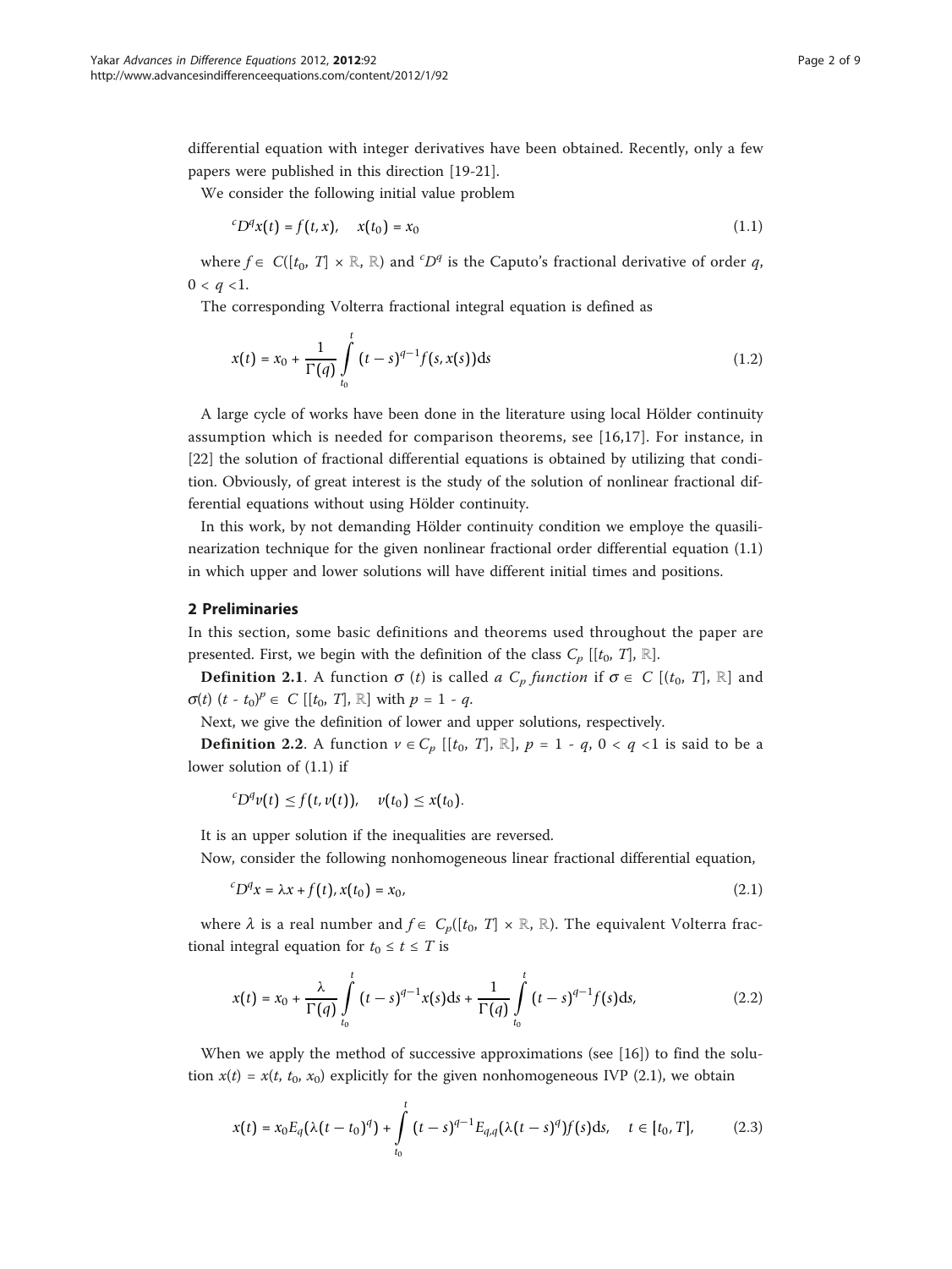differential equation with integer derivatives have been obtained. Recently, only a few papers were published in this direction [19-21].

We consider the following initial value problem

$$^{c}D^{q}x(t) = f(t, x), \quad x(t_0) = x_0 \tag{1.1}$$

where $f \in C([t_0, T] \times \mathbb{R}, \mathbb{R})$ and $^{c}D^{q}$ is the Caputo's fractional derivative of order $q$, $0 < q < 1$.

The corresponding Volterra fractional integral equation is defined as

$$x(t) = x_0 + \frac{1}{\Gamma(q)} \int_{t_0}^{t} (t-s)^{q-1} f(s, x(s)) \mathrm{d}s \tag{1.2}$$

A large cycle of works have been done in the literature using local Hölder continuity assumption which is needed for comparison theorems, see [16,17]. For instance, in [22] the solution of fractional differential equations is obtained by utilizing that condition. Obviously, of great interest is the study of the solution of nonlinear fractional differential equations without using Hölder continuity.

In this work, by not demanding Hölder continuity condition we employ the quasilinearization technique for the given nonlinear fractional order differential equation (1.1) in which upper and lower solutions will have different initial times and positions.

## 2 Preliminaries

In this section, some basic definitions and theorems used throughout the paper are presented. First, we begin with the definition of the class $C_p\,[[t_0, T], \mathbb{R}]$.

**Definition 2.1**. A function $\sigma\,(t)$ is called *a $C_p$ function* if $\sigma \in C\,[(t_0, T], \mathbb{R}]$ and $\sigma(t)\,(t - t_0)^p \in C\,[[t_0, T], \mathbb{R}]$ with $p = 1 - q$.

Next, we give the definition of lower and upper solutions, respectively.

**Definition 2.2**. A function $v \in C_p\,[[t_0, T], \mathbb{R}]$, $p = 1 - q$, $0 < q < 1$ is said to be a lower solution of (1.1) if

$$^{c}D^{q}v(t) \leq f(t, v(t)), \quad v(t_0) \leq x(t_0).$$

It is an upper solution if the inequalities are reversed.

Now, consider the following nonhomogeneous linear fractional differential equation,

$$^{c}D^{q}x = \lambda x + f(t), x(t_0) = x_0, \tag{2.1}$$

where $\lambda$ is a real number and $f \in C_p([t_0, T] \times \mathbb{R}, \mathbb{R})$. The equivalent Volterra fractional integral equation for $t_0 \leq t \leq T$ is

$$x(t) = x_0 + \frac{\lambda}{\Gamma(q)} \int_{t_0}^{t} (t-s)^{q-1} x(s) \mathrm{d}s + \frac{1}{\Gamma(q)} \int_{t_0}^{t} (t-s)^{q-1} f(s) \mathrm{d}s, \tag{2.2}$$

When we apply the method of successive approximations (see [16]) to find the solution $x(t) = x(t, t_0, x_0)$ explicitly for the given nonhomogeneous IVP (2.1), we obtain

$$x(t) = x_0 E_q(\lambda(t-t_0)^q) + \int_{t_0}^{t} (t-s)^{q-1} E_{q,q}(\lambda(t-s)^q) f(s) \mathrm{d}s, \quad t \in [t_0, T], \tag{2.3}$$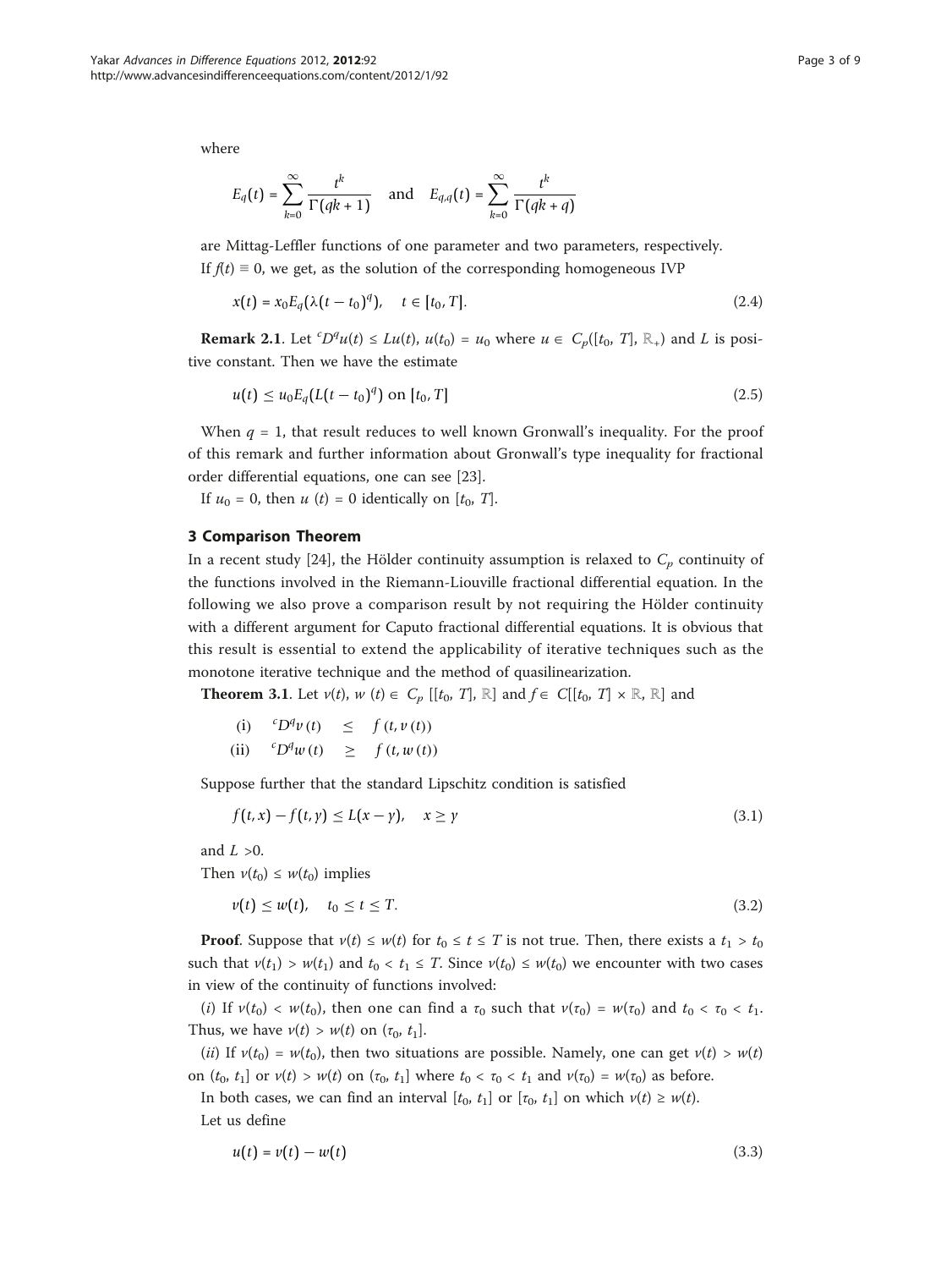where

$$E_q(t) = \sum_{k=0}^{\infty} \frac{t^k}{\Gamma(qk+1)} \quad \text{and} \quad E_{q,q}(t) = \sum_{k=0}^{\infty} \frac{t^k}{\Gamma(qk+q)}$$

are Mittag-Leffler functions of one parameter and two parameters, respectively.

If $f(t) \equiv 0$, we get, as the solution of the corresponding homogeneous IVP

$$x(t) = x_0 E_q(\lambda(t-t_0)^q), \quad t \in [t_0, T]. \tag{2.4}$$

**Remark 2.1**. Let ${}^cD^q u(t) \leq Lu(t)$, $u(t_0) = u_0$ where $u \in C_p([t_0, T], \mathbb{R}_+)$ and $L$ is positive constant. Then we have the estimate

$$u(t) \leq u_0 E_q(L(t-t_0)^q) \text{ on } [t_0, T] \tag{2.5}$$

When $q = 1$, that result reduces to well known Gronwall's inequality. For the proof of this remark and further information about Gronwall's type inequality for fractional order differential equations, one can see [23].

If $u_0 = 0$, then $u(t) = 0$ identically on $[t_0, T]$.

## 3 Comparison Theorem

In a recent study [24], the Hölder continuity assumption is relaxed to $C_p$ continuity of the functions involved in the Riemann-Liouville fractional differential equation. In the following we also prove a comparison result by not requiring the Hölder continuity with a different argument for Caputo fractional differential equations. It is obvious that this result is essential to extend the applicability of iterative techniques such as the monotone iterative technique and the method of quasilinearization.

**Theorem 3.1**. Let $v(t), w(t) \in C_p[[t_0, T], \mathbb{R}]$ and $f \in C[[t_0, T] \times \mathbb{R}, \mathbb{R}]$ and

(i) ${}^cD^q v(t) \leq f(t, v(t))$

(ii) ${}^cD^q w(t) \geq f(t, w(t))$

Suppose further that the standard Lipschitz condition is satisfied

$$f(t,x) - f(t,y) \leq L(x-y), \quad x \geq y \tag{3.1}$$

and $L > 0$.

Then $v(t_0) \leq w(t_0)$ implies

$$v(t) \leq w(t), \quad t_0 \leq t \leq T. \tag{3.2}$$

**Proof**. Suppose that $v(t) \leq w(t)$ for $t_0 \leq t \leq T$ is not true. Then, there exists a $t_1 > t_0$ such that $v(t_1) > w(t_1)$ and $t_0 < t_1 \leq T$. Since $v(t_0) \leq w(t_0)$ we encounter with two cases in view of the continuity of functions involved:

(*i*) If $v(t_0) < w(t_0)$, then one can find a $\tau_0$ such that $v(\tau_0) = w(\tau_0)$ and $t_0 < \tau_0 < t_1$. Thus, we have $v(t) > w(t)$ on $(\tau_0, t_1]$.

(*ii*) If $v(t_0) = w(t_0)$, then two situations are possible. Namely, one can get $v(t) > w(t)$ on $(t_0, t_1]$ or $v(t) > w(t)$ on $(\tau_0, t_1]$ where $t_0 < \tau_0 < t_1$ and $v(\tau_0) = w(\tau_0)$ as before.

In both cases, we can find an interval $[t_0, t_1]$ or $[\tau_0, t_1]$ on which $v(t) \geq w(t)$.

Let us define

$$u(t) = v(t) - w(t) \tag{3.3}$$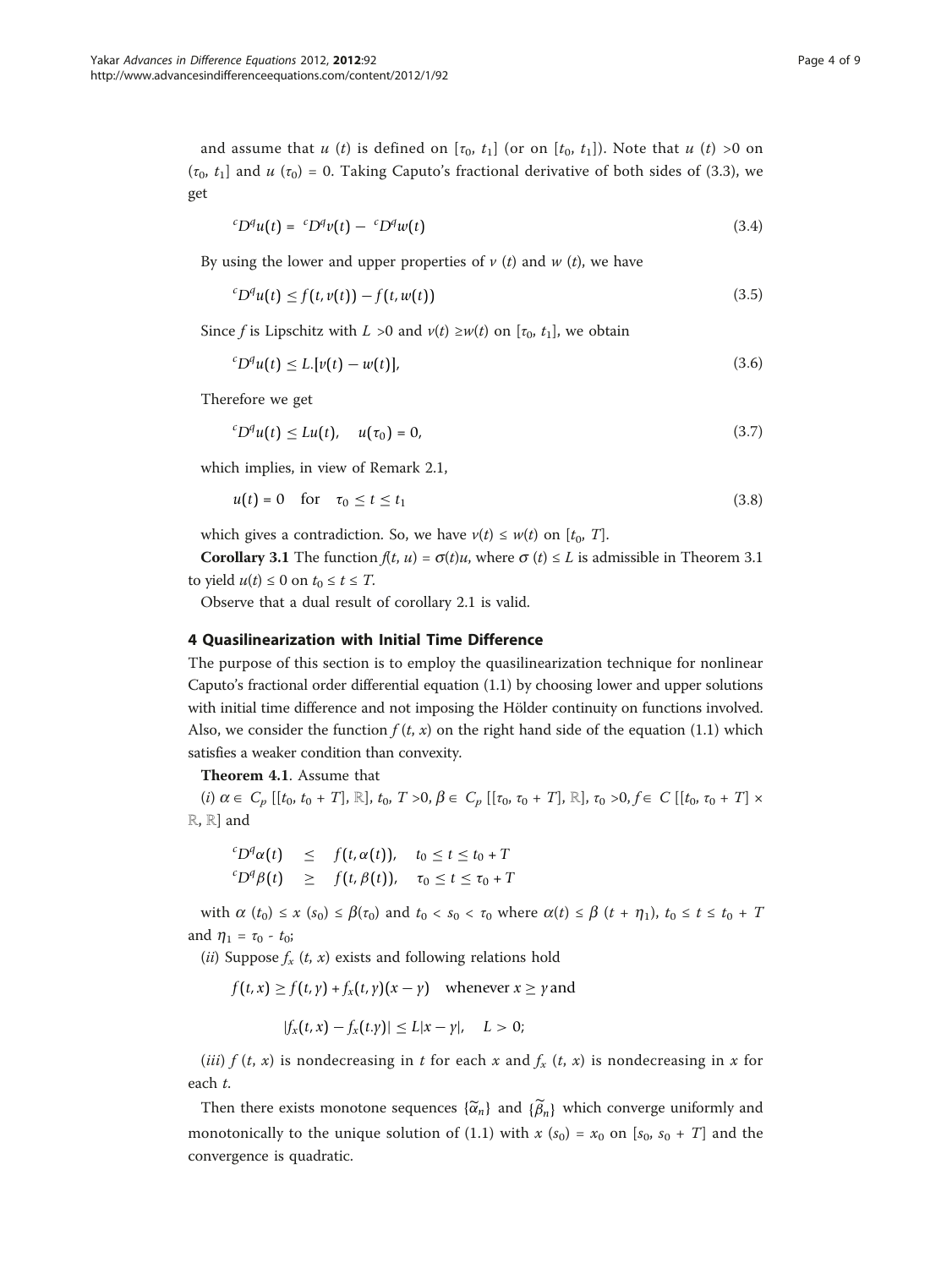and assume that $u(t)$ is defined on $[\tau_0, t_1]$ (or on $[t_0, t_1]$). Note that $u(t) > 0$ on $(\tau_0, t_1]$ and $u(\tau_0) = 0$. Taking Caputo's fractional derivative of both sides of (3.3), we get

$$^{c}D^{q}u(t) = {}^{c}D^{q}v(t) - {}^{c}D^{q}w(t) \tag{3.4}$$

By using the lower and upper properties of $v(t)$ and $w(t)$, we have

$$^{c}D^{q}u(t) \leq f(t, v(t)) - f(t, w(t)) \tag{3.5}$$

Since $f$ is Lipschitz with $L > 0$ and $v(t) \geq w(t)$ on $[\tau_0, t_1]$, we obtain

$$^{c}D^{q}u(t) \leq L.[v(t) - w(t)], \tag{3.6}$$

Therefore we get

$$^{c}D^{q}u(t) \leq Lu(t), \quad u(\tau_0) = 0, \tag{3.7}$$

which implies, in view of Remark 2.1,

$$u(t) = 0 \quad \text{for} \quad \tau_0 \leq t \leq t_1 \tag{3.8}$$

which gives a contradiction. So, we have $v(t) \leq w(t)$ on $[t_0, T]$.

**Corollary 3.1** The function $f(t, u) = \sigma(t)u$, where $\sigma(t) \leq L$ is admissible in Theorem 3.1 to yield $u(t) \leq 0$ on $t_0 \leq t \leq T$.

Observe that a dual result of corollary 2.1 is valid.

## 4 Quasilinearization with Initial Time Difference

The purpose of this section is to employ the quasilinearization technique for nonlinear Caputo's fractional order differential equation (1.1) by choosing lower and upper solutions with initial time difference and not imposing the Hölder continuity on functions involved. Also, we consider the function $f(t, x)$ on the right hand side of the equation (1.1) which satisfies a weaker condition than convexity.

**Theorem 4.1**. Assume that

(*i*) $\alpha \in C_p[[t_0, t_0 + T], \mathbb{R}]$, $t_0, T > 0$, $\beta \in C_p[[\tau_0, \tau_0 + T], \mathbb{R}]$, $\tau_0 > 0$, $f \in C[[t_0, \tau_0 + T] \times \mathbb{R}, \mathbb{R}]$ and

$$\begin{array}{lll} ^{c}D^{q}\alpha(t) & \leq & f(t, \alpha(t)), \quad t_0 \leq t \leq t_0 + T \\ ^{c}D^{q}\beta(t) & \geq & f(t, \beta(t)), \quad \tau_0 \leq t \leq \tau_0 + T \end{array}$$

with $\alpha(t_0) \leq x(s_0) \leq \beta(\tau_0)$ and $t_0 < s_0 < \tau_0$ where $\alpha(t) \leq \beta(t + \eta_1)$, $t_0 \leq t \leq t_0 + T$ and $\eta_1 = \tau_0 - t_0$;

(*ii*) Suppose $f_x(t, x)$ exists and following relations hold

$$f(t, x) \geq f(t, y) + f_x(t, y)(x - y) \quad \text{whenever } x \geq y \text{ and}$$

$$|f_x(t, x) - f_x(t.y)| \leq L|x - y|, \quad L > 0;$$

(*iii*) $f(t, x)$ is nondecreasing in $t$ for each $x$ and $f_x(t, x)$ is nondecreasing in $x$ for each $t$.

Then there exists monotone sequences $\{\widetilde{\alpha}_n\}$ and $\{\widetilde{\beta}_n\}$ which converge uniformly and monotonically to the unique solution of (1.1) with $x(s_0) = x_0$ on $[s_0, s_0 + T]$ and the convergence is quadratic.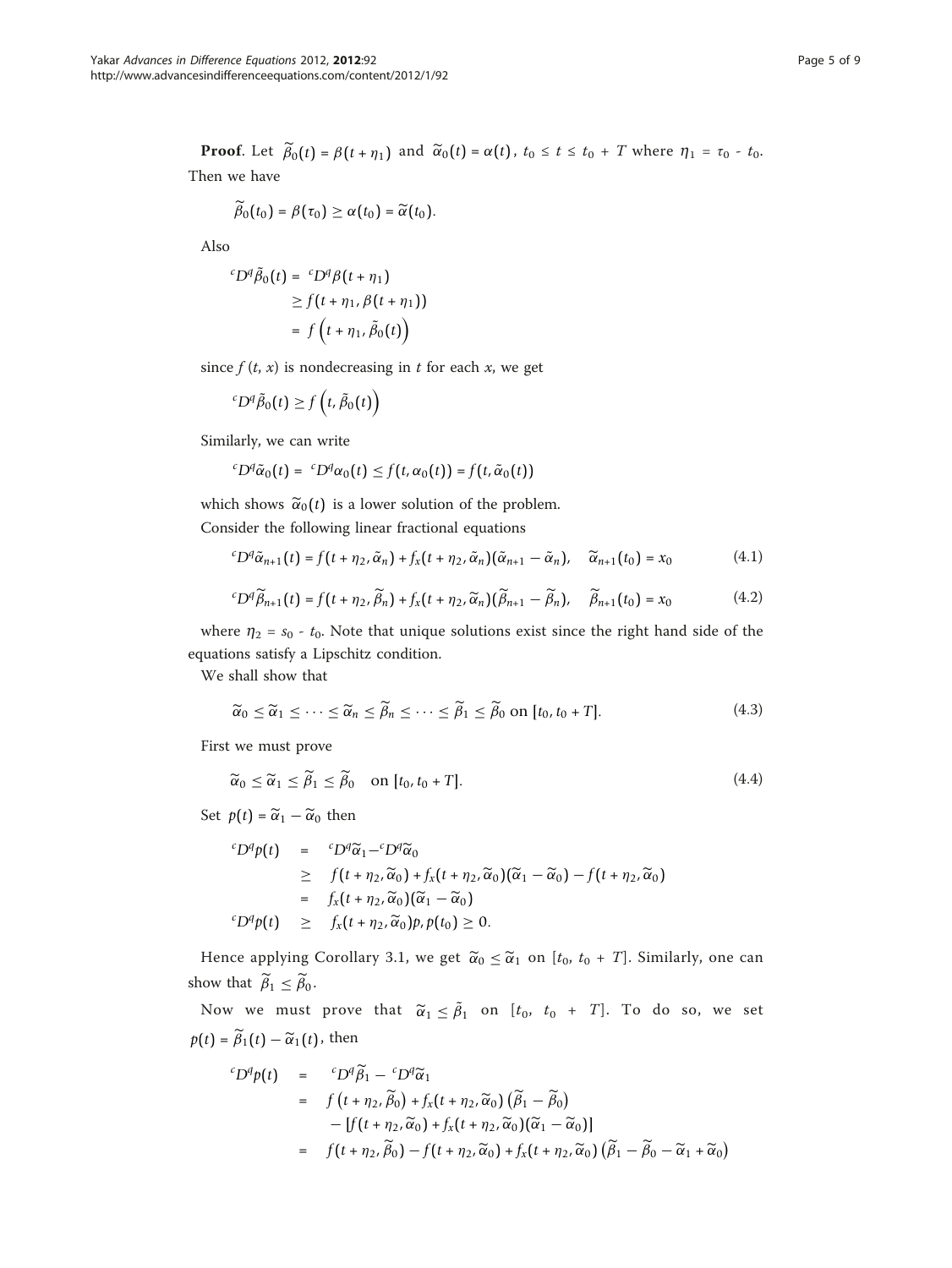**Proof**. Let $\widetilde{\beta}_0(t) = \beta(t + \eta_1)$ and $\widetilde{\alpha}_0(t) = \alpha(t)$, $t_0 \le t \le t_0 + T$ where $\eta_1 = \tau_0 - t_0$. Then we have

$$\widetilde{\beta}_0(t_0) = \beta(\tau_0) \ge \alpha(t_0) = \widetilde{\alpha}(t_0).$$

Also

$$\begin{aligned} {}^cD^q\tilde{\beta}_0(t) &= {}^cD^q\beta(t+\eta_1) \\ &\ge f(t+\eta_1, \beta(t+\eta_1)) \\ &= f\left(t+\eta_1, \tilde{\beta}_0(t)\right) \end{aligned}$$

since $f(t, x)$ is nondecreasing in $t$ for each $x$, we get

$${}^cD^q\tilde{\beta}_0(t) \ge f\left(t, \tilde{\beta}_0(t)\right)$$

Similarly, we can write

$${}^cD^q\tilde{\alpha}_0(t) = {}^cD^q\alpha_0(t) \le f(t, \alpha_0(t)) = f(t, \tilde{\alpha}_0(t))$$

which shows $\widetilde{\alpha}_0(t)$ is a lower solution of the problem.

Consider the following linear fractional equations

$${}^cD^q\widetilde{\alpha}_{n+1}(t) = f(t+\eta_2, \widetilde{\alpha}_n) + f_x(t+\eta_2, \widetilde{\alpha}_n)(\widetilde{\alpha}_{n+1} - \widetilde{\alpha}_n), \quad \widetilde{\alpha}_{n+1}(t_0) = x_0 \tag{4.1}$$

$${}^cD^q\widetilde{\beta}_{n+1}(t) = f(t+\eta_2, \widetilde{\beta}_n) + f_x(t+\eta_2, \widetilde{\alpha}_n)(\widetilde{\beta}_{n+1} - \widetilde{\beta}_n), \quad \widetilde{\beta}_{n+1}(t_0) = x_0 \tag{4.2}$$

where $\eta_2 = s_0 - t_0$. Note that unique solutions exist since the right hand side of the equations satisfy a Lipschitz condition.

We shall show that

$$\widetilde{\alpha}_0 \le \widetilde{\alpha}_1 \le \cdots \le \widetilde{\alpha}_n \le \widetilde{\beta}_n \le \cdots \le \widetilde{\beta}_1 \le \widetilde{\beta}_0 \text{ on } [t_0, t_0 + T]. \tag{4.3}$$

First we must prove

$$\widetilde{\alpha}_0 \le \widetilde{\alpha}_1 \le \widetilde{\beta}_1 \le \widetilde{\beta}_0 \quad \text{on } [t_0, t_0 + T]. \tag{4.4}$$

Set $p(t) = \widetilde{\alpha}_1 - \widetilde{\alpha}_0$ then

$$\begin{aligned} {}^cD^q p(t) &= {}^cD^q\widetilde{\alpha}_1 - {}^cD^q\widetilde{\alpha}_0 \\ &\ge f(t+\eta_2, \widetilde{\alpha}_0) + f_x(t+\eta_2, \widetilde{\alpha}_0)(\widetilde{\alpha}_1 - \widetilde{\alpha}_0) - f(t+\eta_2, \widetilde{\alpha}_0) \\ &= f_x(t+\eta_2, \widetilde{\alpha}_0)(\widetilde{\alpha}_1 - \widetilde{\alpha}_0) \\ {}^cD^q p(t) &\ge f_x(t+\eta_2, \widetilde{\alpha}_0)p, \, p(t_0) \ge 0. \end{aligned}$$

Hence applying Corollary 3.1, we get $\widetilde{\alpha}_0 \le \widetilde{\alpha}_1$ on $[t_0, t_0 + T]$. Similarly, one can show that $\widetilde{\beta}_1 \le \widetilde{\beta}_0$.

Now we must prove that $\widetilde{\alpha}_1 \le \tilde{\beta}_1$ on $[t_0, t_0 + T]$. To do so, we set $p(t) = \widetilde{\beta}_1(t) - \widetilde{\alpha}_1(t)$, then

$$\begin{aligned} {}^cD^q p(t) &= {}^cD^q\widetilde{\beta}_1 - {}^cD^q\widetilde{\alpha}_1 \\ &= f\left(t+\eta_2, \widetilde{\beta}_0\right) + f_x(t+\eta_2, \widetilde{\alpha}_0)\left(\widetilde{\beta}_1 - \widetilde{\beta}_0\right) \\ &\quad - [f(t+\eta_2, \widetilde{\alpha}_0) + f_x(t+\eta_2, \widetilde{\alpha}_0)(\widetilde{\alpha}_1 - \widetilde{\alpha}_0)] \\ &= f(t+\eta_2, \widetilde{\beta}_0) - f(t+\eta_2, \widetilde{\alpha}_0) + f_x(t+\eta_2, \widetilde{\alpha}_0)\left(\widetilde{\beta}_1 - \widetilde{\beta}_0 - \widetilde{\alpha}_1 + \widetilde{\alpha}_0\right) \end{aligned}$$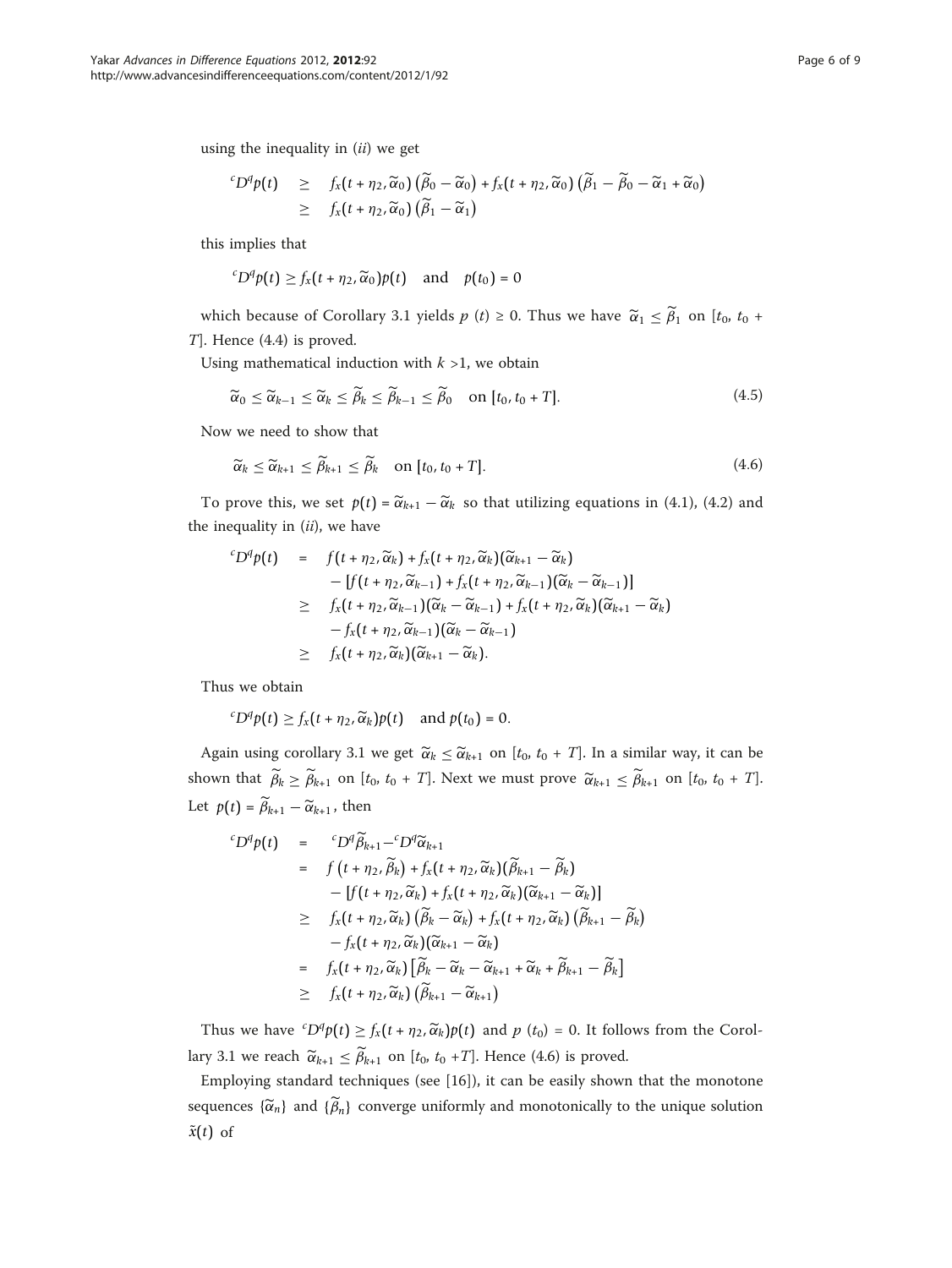using the inequality in (*ii*) we get

$$
\begin{aligned}
{}^cD^q p(t) &\geq f_x(t+\eta_2, \widetilde{\alpha}_0)\left(\widetilde{\beta}_0 - \widetilde{\alpha}_0\right) + f_x(t+\eta_2, \widetilde{\alpha}_0)\left(\widetilde{\beta}_1 - \widetilde{\beta}_0 - \widetilde{\alpha}_1 + \widetilde{\alpha}_0\right) \\
&\geq f_x(t+\eta_2, \widetilde{\alpha}_0)\left(\widetilde{\beta}_1 - \widetilde{\alpha}_1\right)
\end{aligned}
$$

this implies that

$$
{}^cD^q p(t) \geq f_x(t+\eta_2, \widetilde{\alpha}_0)p(t) \quad \text{and} \quad p(t_0) = 0
$$

which because of Corollary 3.1 yields $p(t) \geq 0$. Thus we have $\widetilde{\alpha}_1 \leq \widetilde{\beta}_1$ on $[t_0, t_0 + T]$. Hence (4.4) is proved.

Using mathematical induction with $k > 1$, we obtain

$$
\widetilde{\alpha}_0 \leq \widetilde{\alpha}_{k-1} \leq \widetilde{\alpha}_k \leq \widetilde{\beta}_k \leq \widetilde{\beta}_{k-1} \leq \widetilde{\beta}_0 \quad \text{on } [t_0, t_0 + T]. \tag{4.5}
$$

Now we need to show that

$$
\widetilde{\alpha}_k \leq \widetilde{\alpha}_{k+1} \leq \widetilde{\beta}_{k+1} \leq \widetilde{\beta}_k \quad \text{on } [t_0, t_0 + T]. \tag{4.6}
$$

To prove this, we set $p(t) = \widetilde{\alpha}_{k+1} - \widetilde{\alpha}_k$ so that utilizing equations in (4.1), (4.2) and the inequality in (*ii*), we have

$$
\begin{aligned}
{}^cD^q p(t) &= f(t+\eta_2, \widetilde{\alpha}_k) + f_x(t+\eta_2, \widetilde{\alpha}_k)(\widetilde{\alpha}_{k+1} - \widetilde{\alpha}_k) \\
&\quad - [f(t+\eta_2, \widetilde{\alpha}_{k-1}) + f_x(t+\eta_2, \widetilde{\alpha}_{k-1})(\widetilde{\alpha}_k - \widetilde{\alpha}_{k-1})] \\
&\geq f_x(t+\eta_2, \widetilde{\alpha}_{k-1})(\widetilde{\alpha}_k - \widetilde{\alpha}_{k-1}) + f_x(t+\eta_2, \widetilde{\alpha}_k)(\widetilde{\alpha}_{k+1} - \widetilde{\alpha}_k) \\
&\quad - f_x(t+\eta_2, \widetilde{\alpha}_{k-1})(\widetilde{\alpha}_k - \widetilde{\alpha}_{k-1}) \\
&\geq f_x(t+\eta_2, \widetilde{\alpha}_k)(\widetilde{\alpha}_{k+1} - \widetilde{\alpha}_k).
\end{aligned}
$$

Thus we obtain

$$
{}^cD^q p(t) \geq f_x(t+\eta_2, \widetilde{\alpha}_k)p(t) \quad \text{and } p(t_0) = 0.
$$

Again using corollary 3.1 we get $\widetilde{\alpha}_k \leq \widetilde{\alpha}_{k+1}$ on $[t_0, t_0 + T]$. In a similar way, it can be shown that $\widetilde{\beta}_k \geq \widetilde{\beta}_{k+1}$ on $[t_0, t_0 + T]$. Next we must prove $\widetilde{\alpha}_{k+1} \leq \widetilde{\beta}_{k+1}$ on $[t_0, t_0 + T]$. Let $p(t) = \widetilde{\beta}_{k+1} - \widetilde{\alpha}_{k+1}$, then

$$
\begin{aligned}
{}^cD^q p(t) &= {}^cD^q \widetilde{\beta}_{k+1} - {}^cD^q \widetilde{\alpha}_{k+1} \\
&= f\left(t+\eta_2, \widetilde{\beta}_k\right) + f_x(t+\eta_2, \widetilde{\alpha}_k)(\widetilde{\beta}_{k+1} - \widetilde{\beta}_k) \\
&\quad - [f(t+\eta_2, \widetilde{\alpha}_k) + f_x(t+\eta_2, \widetilde{\alpha}_k)(\widetilde{\alpha}_{k+1} - \widetilde{\alpha}_k)] \\
&\geq f_x(t+\eta_2, \widetilde{\alpha}_k)\left(\widetilde{\beta}_k - \widetilde{\alpha}_k\right) + f_x(t+\eta_2, \widetilde{\alpha}_k)\left(\widetilde{\beta}_{k+1} - \widetilde{\beta}_k\right) \\
&\quad - f_x(t+\eta_2, \widetilde{\alpha}_k)(\widetilde{\alpha}_{k+1} - \widetilde{\alpha}_k) \\
&= f_x(t+\eta_2, \widetilde{\alpha}_k)\left[\widetilde{\beta}_k - \widetilde{\alpha}_k - \widetilde{\alpha}_{k+1} + \widetilde{\alpha}_k + \widetilde{\beta}_{k+1} - \widetilde{\beta}_k\right] \\
&\geq f_x(t+\eta_2, \widetilde{\alpha}_k)\left(\widetilde{\beta}_{k+1} - \widetilde{\alpha}_{k+1}\right)
\end{aligned}
$$

Thus we have ${}^cD^q p(t) \geq f_x(t+\eta_2, \widetilde{\alpha}_k)p(t)$ and $p(t_0) = 0$. It follows from the Corollary 3.1 we reach $\widetilde{\alpha}_{k+1} \leq \widetilde{\beta}_{k+1}$ on $[t_0, t_0 + T]$. Hence (4.6) is proved.

Employing standard techniques (see [16]), it can be easily shown that the monotone sequences $\{\widetilde{\alpha}_n\}$ and $\{\widetilde{\beta}_n\}$ converge uniformly and monotonically to the unique solution $\tilde{x}(t)$ of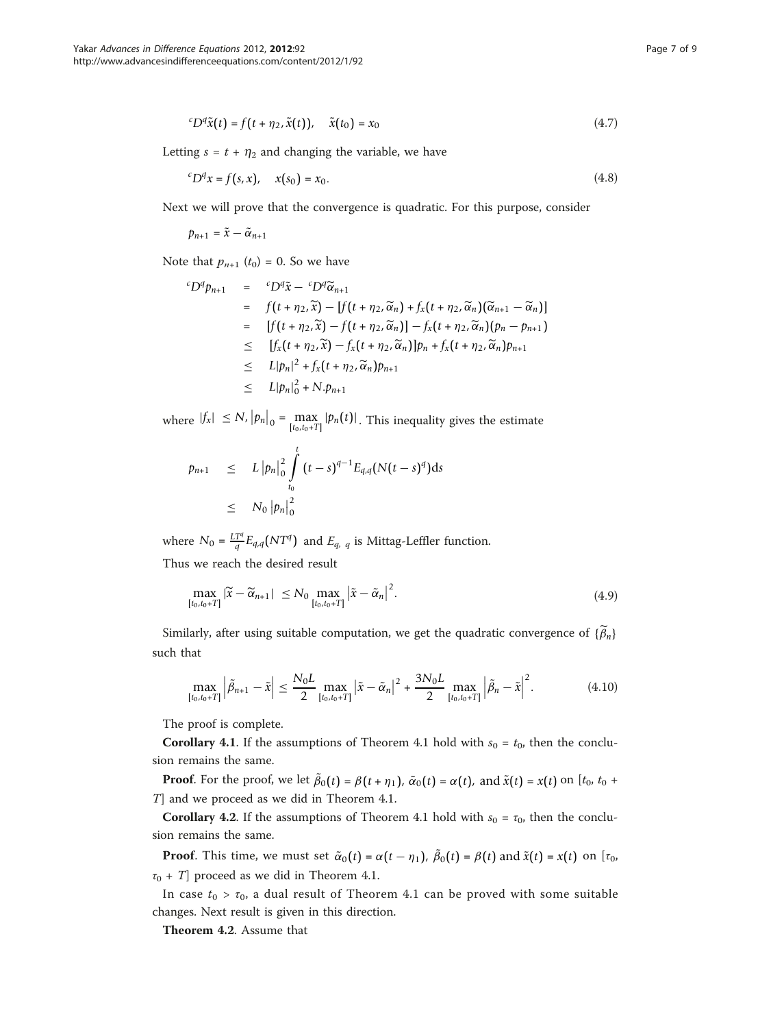$$^{c}D^{q}\tilde{x}(t) = f(t + \eta_2, \tilde{x}(t)), \quad \tilde{x}(t_0) = x_0 \tag{4.7}$$

Letting $s = t + \eta_2$ and changing the variable, we have

$$^{c}D^{q}x = f(s, x), \quad x(s_0) = x_0. \tag{4.8}$$

Next we will prove that the convergence is quadratic. For this purpose, consider

$$p_{n+1} = \tilde{x} - \tilde{\alpha}_{n+1}$$

Note that $p_{n+1}(t_0) = 0$. So we have

$$\begin{aligned}
^{c}D^{q}p_{n+1} &= {}^{c}D^{q}\tilde{x} - {}^{c}D^{q}\tilde{\alpha}_{n+1} \\
&= f(t + \eta_2, \widetilde{x}) - [f(t + \eta_2, \widetilde{\alpha}_n) + f_x(t + \eta_2, \widetilde{\alpha}_n)(\widetilde{\alpha}_{n+1} - \widetilde{\alpha}_n)] \\
&= [f(t + \eta_2, \widetilde{x}) - f(t + \eta_2, \widetilde{\alpha}_n)] - f_x(t + \eta_2, \widetilde{\alpha}_n)(p_n - p_{n+1}) \\
&\leq [f_x(t + \eta_2, \widetilde{x}) - f_x(t + \eta_2, \widetilde{\alpha}_n)]p_n + f_x(t + \eta_2, \widetilde{\alpha}_n)p_{n+1} \\
&\leq L|p_n|^2 + f_x(t + \eta_2, \widetilde{\alpha}_n)p_{n+1} \\
&\leq L|p_n|_0^2 + N.p_{n+1}
\end{aligned}$$

where $|f_x| \leq N$, $|p_n|_0 = \max_{[t_0, t_0+T]} |p_n(t)|$. This inequality gives the estimate

$$\begin{aligned}
p_{n+1} &\leq L\,|p_n|_0^2 \int_{t_0}^{t} (t-s)^{q-1} E_{q,q}(N(t-s)^q)\mathrm{d}s \\
&\leq N_0\,|p_n|_0^2
\end{aligned}$$

where $N_0 = \frac{LT^q}{q} E_{q,q}(NT^q)$ and $E_{q,\,q}$ is Mittag-Leffler function.

Thus we reach the desired result

$$\max_{[t_0, t_0+T]} |\widetilde{x} - \widetilde{\alpha}_{n+1}| \leq N_0 \max_{[t_0, t_0+T]} \left|\tilde{x} - \tilde{\alpha}_n\right|^2. \tag{4.9}$$

Similarly, after using suitable computation, we get the quadratic convergence of $\{\widetilde{\beta}_n\}$ such that

$$\max_{[t_0, t_0+T]} \left|\tilde{\beta}_{n+1} - \tilde{x}\right| \leq \frac{N_0 L}{2} \max_{[t_0, t_0+T]} \left|\tilde{x} - \tilde{\alpha}_n\right|^2 + \frac{3N_0 L}{2} \max_{[t_0, t_0+T]} \left|\tilde{\beta}_n - \tilde{x}\right|^2. \tag{4.10}$$

The proof is complete.

**Corollary 4.1**. If the assumptions of Theorem 4.1 hold with $s_0 = t_0$, then the conclusion remains the same.

**Proof**. For the proof, we let $\tilde{\beta}_0(t) = \beta(t + \eta_1)$, $\tilde{\alpha}_0(t) = \alpha(t)$, and $\tilde{x}(t) = x(t)$ on $[t_0, t_0 + T]$ and we proceed as we did in Theorem 4.1.

**Corollary 4.2**. If the assumptions of Theorem 4.1 hold with $s_0 = \tau_0$, then the conclusion remains the same.

**Proof**. This time, we must set $\tilde{\alpha}_0(t) = \alpha(t - \eta_1)$, $\tilde{\beta}_0(t) = \beta(t)$ and $\tilde{x}(t) = x(t)$ on $[\tau_0, \tau_0 + T]$ proceed as we did in Theorem 4.1.

In case $t_0 > \tau_0$, a dual result of Theorem 4.1 can be proved with some suitable changes. Next result is given in this direction.

**Theorem 4.2**. Assume that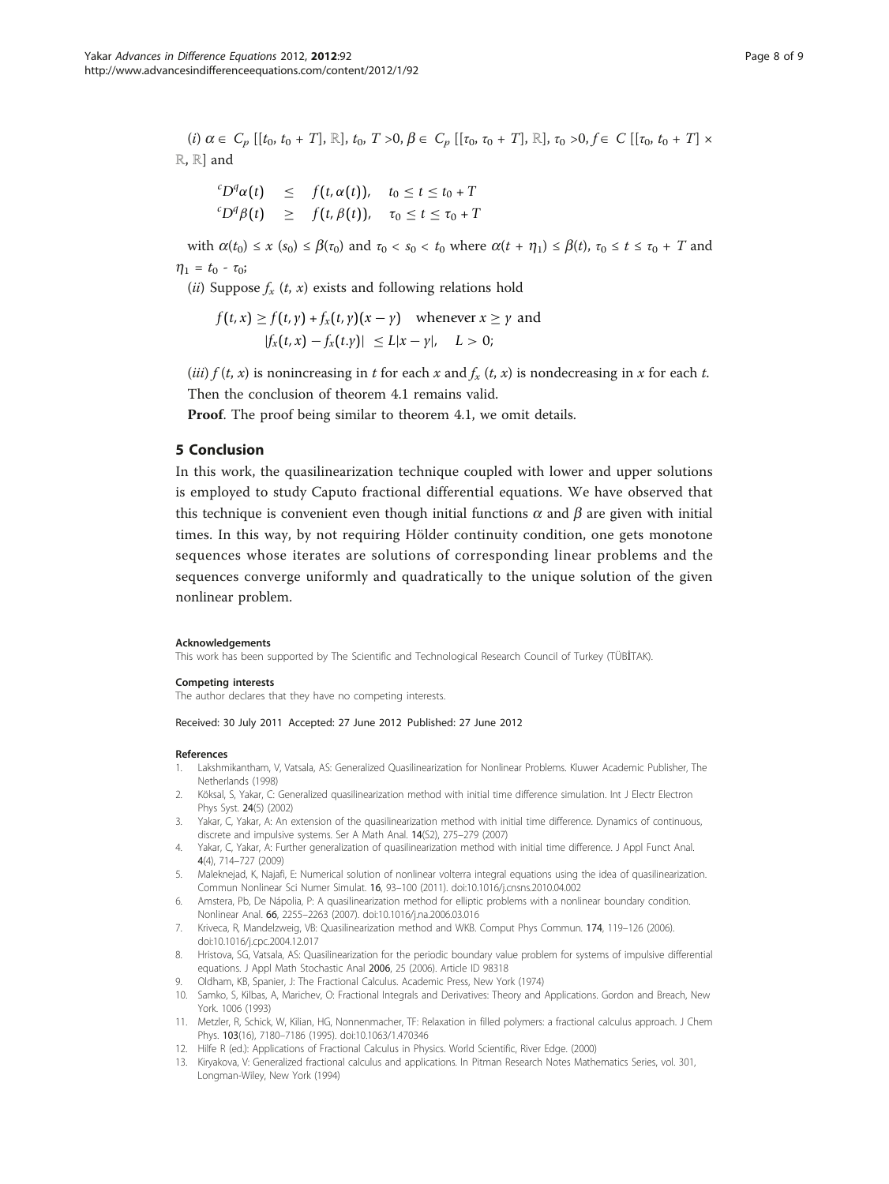($i$) $\alpha \in C_p [[t_0, t_0 + T], \mathbb{R}]$, $t_0$, $T > 0$, $\beta \in C_p [[\tau_0, \tau_0 + T], \mathbb{R}]$, $\tau_0 > 0$, $f \in C [[\tau_0, t_0 + T] \times \mathbb{R}, \mathbb{R}]$ and

$$
\begin{aligned}
{}^cD^q\alpha(t) &\leq f(t, \alpha(t)), \quad t_0 \leq t \leq t_0 + T \\
{}^cD^q\beta(t) &\geq f(t, \beta(t)), \quad \tau_0 \leq t \leq \tau_0 + T
\end{aligned}
$$

with $\alpha(t_0) \leq x(s_0) \leq \beta(\tau_0)$ and $\tau_0 < s_0 < t_0$ where $\alpha(t + \eta_1) \leq \beta(t)$, $\tau_0 \leq t \leq \tau_0 + T$ and $\eta_1 = t_0 - \tau_0$;

($ii$) Suppose $f_x(t, x)$ exists and following relations hold

$$
\begin{aligned}
f(t, x) \geq f(t, y) + f_x(t, y)(x - y) \quad &\text{whenever } x \geq y \text{ and} \\
|f_x(t, x) - f_x(t.y)| \leq L|x - y|, \quad &L > 0;
\end{aligned}
$$

($iii$) $f(t, x)$ is nonincreasing in $t$ for each $x$ and $f_x(t, x)$ is nondecreasing in $x$ for each $t$.

Then the conclusion of theorem 4.1 remains valid.

**Proof**. The proof being similar to theorem 4.1, we omit details.

## 5 Conclusion

In this work, the quasilinearization technique coupled with lower and upper solutions is employed to study Caputo fractional differential equations. We have observed that this technique is convenient even though initial functions $\alpha$ and $\beta$ are given with initial times. In this way, by not requiring Hölder continuity condition, one gets monotone sequences whose iterates are solutions of corresponding linear problems and the sequences converge uniformly and quadratically to the unique solution of the given nonlinear problem.

#### Acknowledgements

This work has been supported by The Scientific and Technological Research Council of Turkey (TÜBİTAK).

#### Competing interests

The author declares that they have no competing interests.

Received: 30 July 2011 Accepted: 27 June 2012 Published: 27 June 2012

#### References

1. Lakshmikantham, V, Vatsala, AS: Generalized Quasilinearization for Nonlinear Problems. Kluwer Academic Publisher, The Netherlands (1998)
2. Köksal, S, Yakar, C: Generalized quasilinearization method with initial time difference simulation. Int J Electr Electron Phys Syst. **24**(5) (2002)
3. Yakar, C, Yakar, A: An extension of the quasilinearization method with initial time difference. Dynamics of continuous, discrete and impulsive systems. Ser A Math Anal. **14**(S2), 275–279 (2007)
4. Yakar, C, Yakar, A: Further generalization of quasilinearization method with initial time difference. J Appl Funct Anal. **4**(4), 714–727 (2009)
5. Maleknejad, K, Najafi, E: Numerical solution of nonlinear volterra integral equations using the idea of quasilinearization. Commun Nonlinear Sci Numer Simulat. **16**, 93–100 (2011). doi:10.1016/j.cnsns.2010.04.002
6. Amstera, Pb, De Nápolia, P: A quasilinearization method for elliptic problems with a nonlinear boundary condition. Nonlinear Anal. **66**, 2255–2263 (2007). doi:10.1016/j.na.2006.03.016
7. Kriveca, R, Mandelzweig, VB: Quasilinearization method and WKB. Comput Phys Commun. **174**, 119–126 (2006). doi:10.1016/j.cpc.2004.12.017
8. Hristova, SG, Vatsala, AS: Quasilinearization for the periodic boundary value problem for systems of impulsive differential equations. J Appl Math Stochastic Anal **2006**, 25 (2006). Article ID 98318
9. Oldham, KB, Spanier, J: The Fractional Calculus. Academic Press, New York (1974)
10. Samko, S, Kilbas, A, Marichev, O: Fractional Integrals and Derivatives: Theory and Applications. Gordon and Breach, New York. 1006 (1993)
11. Metzler, R, Schick, W, Kilian, HG, Nonnenmacher, TF: Relaxation in filled polymers: a fractional calculus approach. J Chem Phys. **103**(16), 7180–7186 (1995). doi:10.1063/1.470346
12. Hilfe R (ed.): Applications of Fractional Calculus in Physics. World Scientific, River Edge. (2000)
13. Kiryakova, V: Generalized fractional calculus and applications. In Pitman Research Notes Mathematics Series, vol. 301, Longman-Wiley, New York (1994)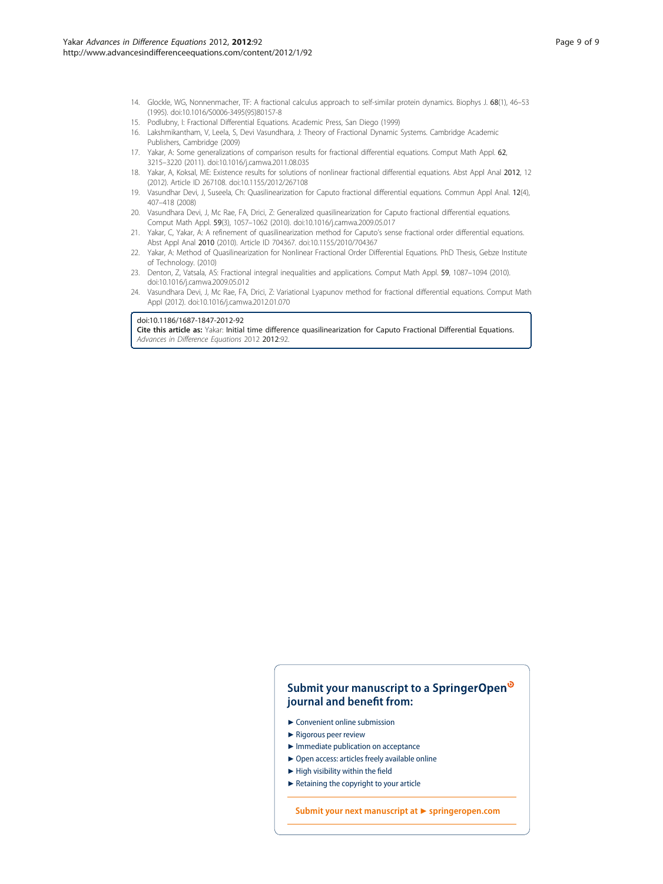14. Glockle, WG, Nonnenmacher, TF: A fractional calculus approach to self-similar protein dynamics. Biophys J. **68**(1), 46–53 (1995). doi:10.1016/S0006-3495(95)80157-8
15. Podlubny, I: Fractional Differential Equations. Academic Press, San Diego (1999)
16. Lakshmikantham, V, Leela, S, Devi Vasundhara, J: Theory of Fractional Dynamic Systems. Cambridge Academic Publishers, Cambridge (2009)
17. Yakar, A: Some generalizations of comparison results for fractional differential equations. Comput Math Appl. **62**, 3215–3220 (2011). doi:10.1016/j.camwa.2011.08.035
18. Yakar, A, Koksal, ME: Existence results for solutions of nonlinear fractional differential equations. Abst Appl Anal **2012**, 12 (2012). Article ID 267108. doi:10.1155/2012/267108
19. Vasundhar Devi, J, Suseela, Ch: Quasilinearization for Caputo fractional differential equations. Commun Appl Anal. **12**(4), 407–418 (2008)
20. Vasundhara Devi, J, Mc Rae, FA, Drici, Z: Generalized quasilinearization for Caputo fractional differential equations. Comput Math Appl. **59**(3), 1057–1062 (2010). doi:10.1016/j.camwa.2009.05.017
21. Yakar, C, Yakar, A: A refinement of quasilinearization method for Caputo's sense fractional order differential equations. Abst Appl Anal **2010** (2010). Article ID 704367. doi:10.1155/2010/704367
22. Yakar, A: Method of Quasilinearization for Nonlinear Fractional Order Differential Equations. PhD Thesis, Gebze Institute of Technology. (2010)
23. Denton, Z, Vatsala, AS: Fractional integral inequalities and applications. Comput Math Appl. **59**, 1087–1094 (2010). doi:10.1016/j.camwa.2009.05.012
24. Vasundhara Devi, J, Mc Rae, FA, Drici, Z: Variational Lyapunov method for fractional differential equations. Comput Math Appl (2012). doi:10.1016/j.camwa.2012.01.070

doi:10.1186/1687-1847-2012-92
**Cite this article as:** Yakar: Initial time difference quasilinearization for Caputo Fractional Differential Equations. *Advances in Difference Equations* 2012 **2012**:92.

**Submit your manuscript to a SpringerOpen journal and benefit from:**

- ► Convenient online submission
- ► Rigorous peer review
- ► Immediate publication on acceptance
- ► Open access: articles freely available online
- ► High visibility within the field
- ► Retaining the copyright to your article

**Submit your next manuscript at ► springeropen.com**